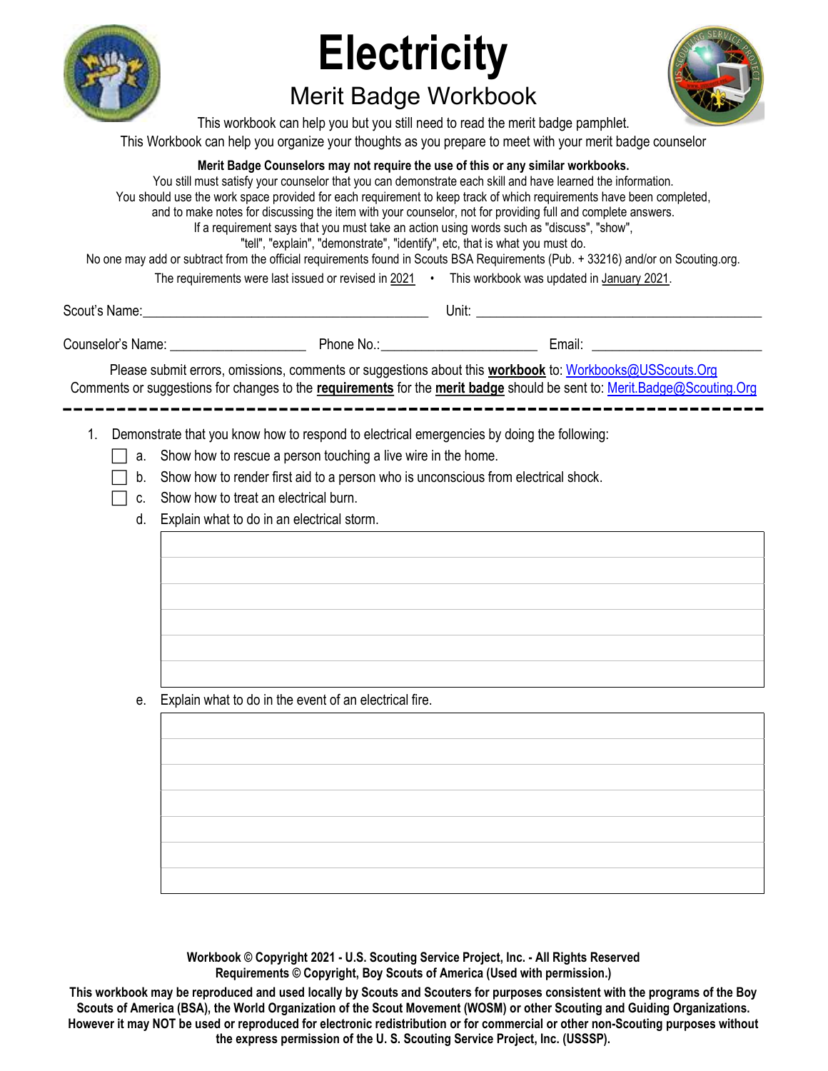# Electricity

## Merit Badge Workbook

This workbook can help you but you still need to read the merit badge pamphlet.

This Workbook can help you organize your thoughts as you prepare to meet with your merit badge counselor

**Merit Badge Counselors may not require the use of this or any similar workbooks.**

You still must satisfy your counselor that you can demonstrate each skill and have learned the information.

You should use the work space provided for each requirement to keep track of which requirements have been completed, and to make notes for discussing the item with your counselor, not for providing full and complete answers.

If a requirement says that you must take an action using words such as "discuss", "show", "tell", "explain", "demonstrate", "identify", etc, that is what you must do.

No one may add or subtract from the official requirements found in Scouts BSA Requirements (Pub. + 33216) and/or on Scouting.org.

The requirements were last issued or revised in 2021 • This workbook was updated in January 2021.

Scout's Name:________________________________________ Unit: ________________________________________

Counselor's Name: ___________________ Phone No.:______________________ Email: ________________________

Please submit errors, omissions, comments or suggestions about this **workbook** to: Workbooks@USScouts.Org

Comments or suggestions for changes to the **requirements** for the **merit badge** should be sent to: Merit.Badge@Scouting.Org

---

1. Demonstrate that you know how to respond to electrical emergencies by doing the following:
   - [ ] a. Show how to rescue a person touching a live wire in the home.
   - [ ] b. Show how to render first aid to a person who is unconscious from electrical shock.
   - [ ] c. Show how to treat an electrical burn.
   - d. Explain what to do in an electrical storm.

   - e. Explain what to do in the event of an electrical fire.

**Workbook © Copyright 2021 - U.S. Scouting Service Project, Inc. - All Rights Reserved**
**Requirements © Copyright, Boy Scouts of America (Used with permission.)**

**This workbook may be reproduced and used locally by Scouts and Scouters for purposes consistent with the programs of the Boy Scouts of America (BSA), the World Organization of the Scout Movement (WOSM) or other Scouting and Guiding Organizations. However it may NOT be used or reproduced for electronic redistribution or for commercial or other non-Scouting purposes without the express permission of the U. S. Scouting Service Project, Inc. (USSSP).**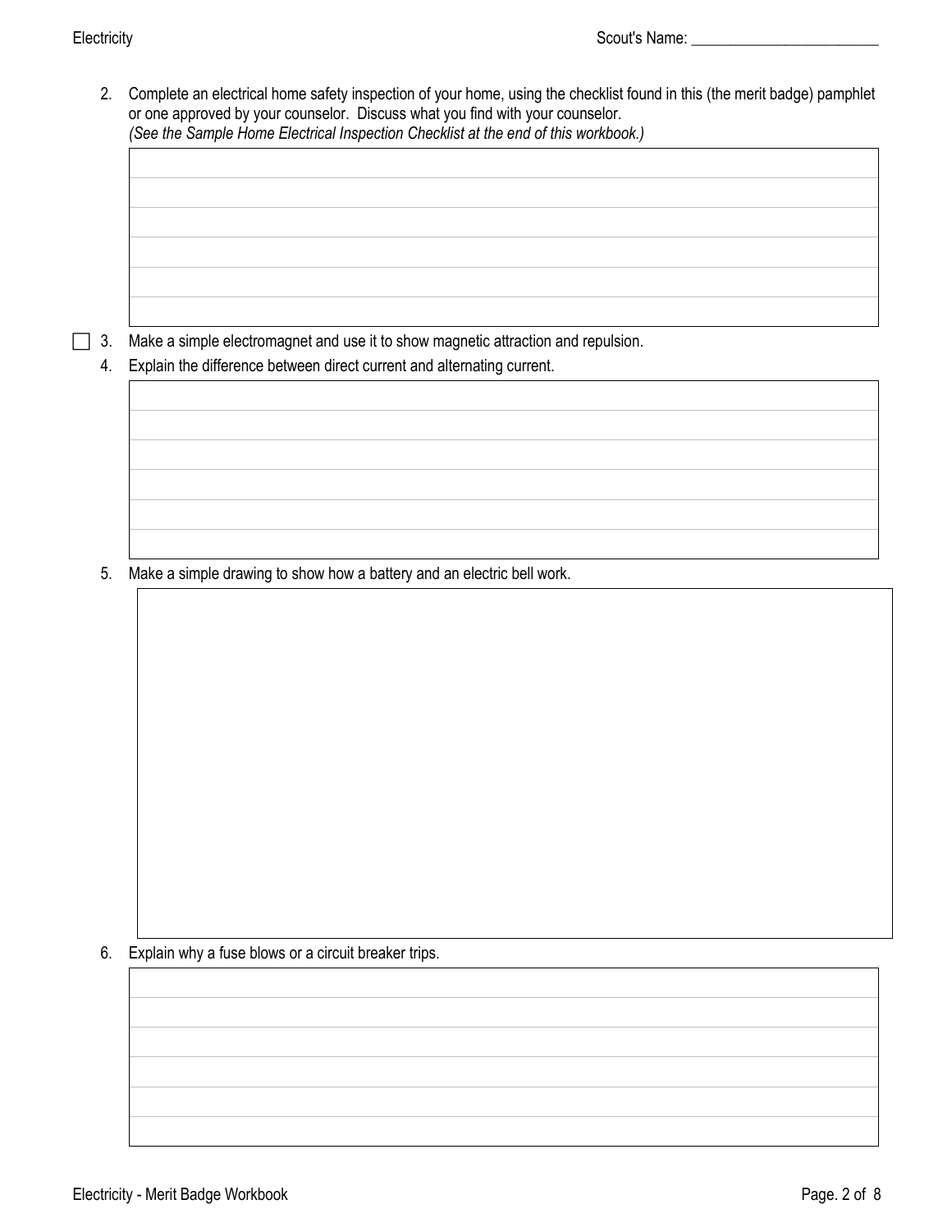2. Complete an electrical home safety inspection of your home, using the checklist found in this (the merit badge) pamphlet or one approved by your counselor. Discuss what you find with your counselor.
*(See the Sample Home Electrical Inspection Checklist at the end of this workbook.)*

☐ 3. Make a simple electromagnet and use it to show magnetic attraction and repulsion.

4. Explain the difference between direct current and alternating current.

5. Make a simple drawing to show how a battery and an electric bell work.

6. Explain why a fuse blows or a circuit breaker trips.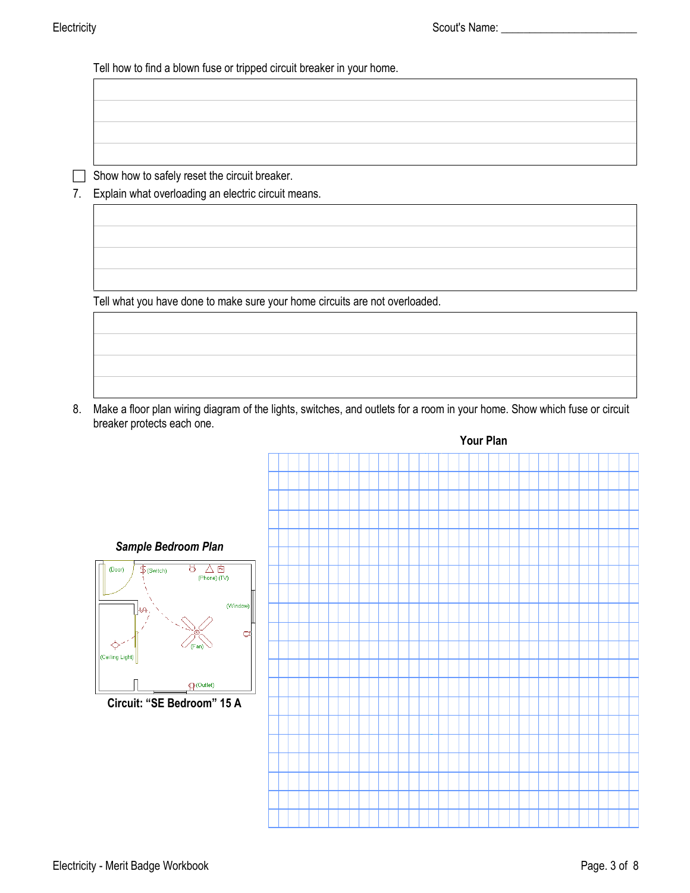Tell how to find a blown fuse or tripped circuit breaker in your home.

☐ Show how to safely reset the circuit breaker.

7. Explain what overloading an electric circuit means.

Tell what you have done to make sure your home circuits are not overloaded.

8. Make a floor plan wiring diagram of the lights, switches, and outlets for a room in your home. Show which fuse or circuit breaker protects each one.

***Sample Bedroom Plan***

**Circuit: "SE Bedroom" 15 A**

**Your Plan**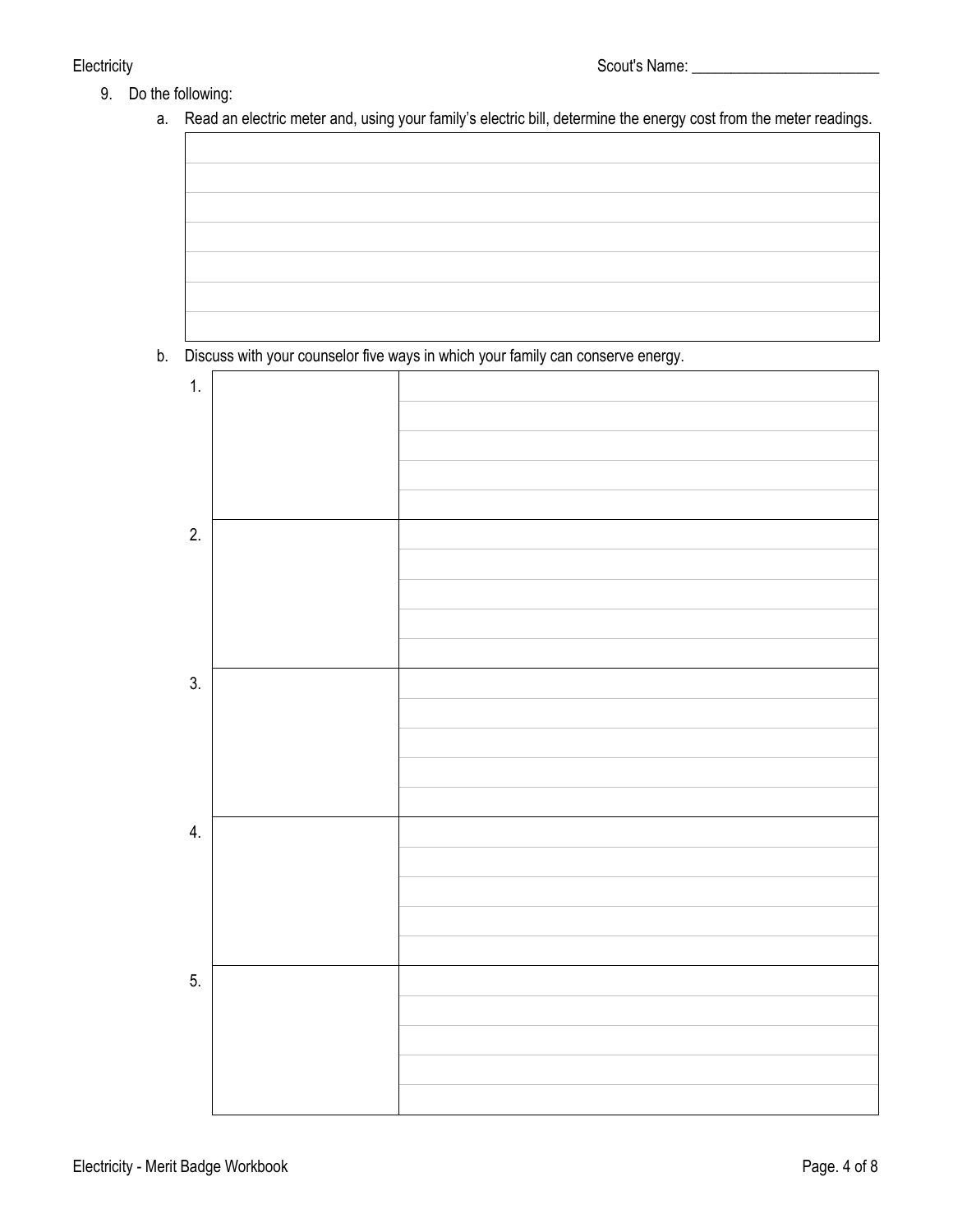9. Do the following:

   a. Read an electric meter and, using your family's electric bill, determine the energy cost from the meter readings.

   b. Discuss with your counselor five ways in which your family can conserve energy.

| | | |
|---|---|---|
| 1. | | |
| 2. | | |
| 3. | | |
| 4. | | |
| 5. | | |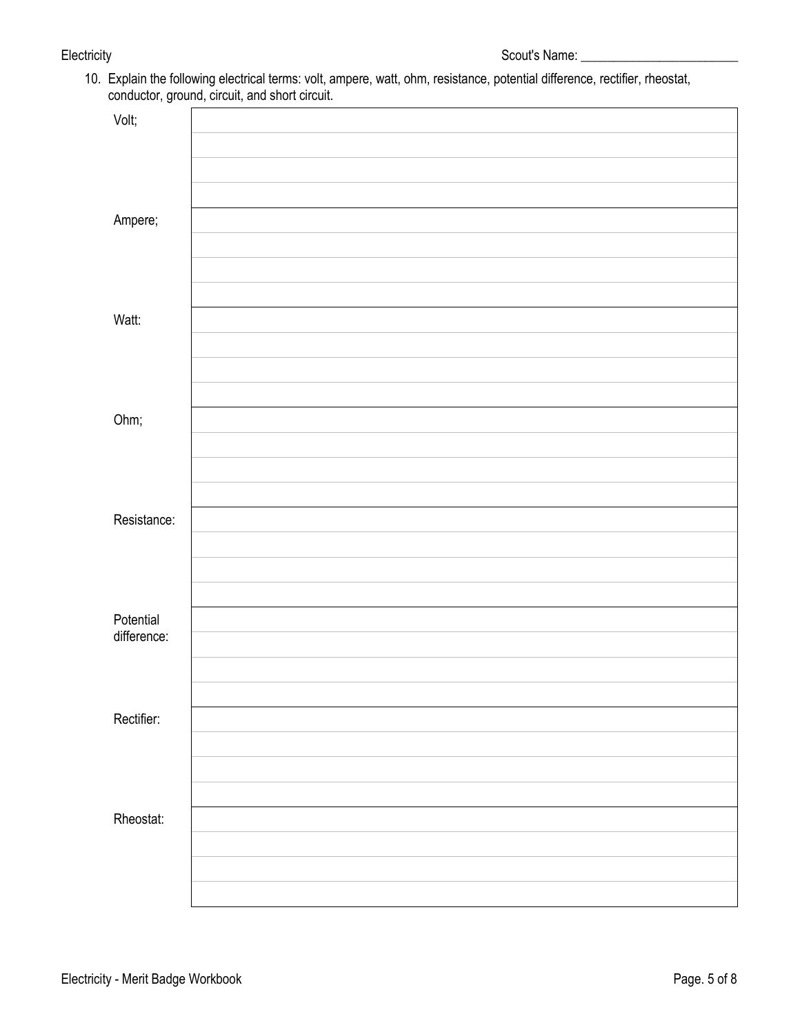Scout's Name: ________________________

10. Explain the following electrical terms: volt, ampere, watt, ohm, resistance, potential difference, rectifier, rheostat, conductor, ground, circuit, and short circuit.

| | |
|---|---|
| Volt; | |
| Ampere; | |
| Watt: | |
| Ohm; | |
| Resistance: | |
| Potential difference: | |
| Rectifier: | |
| Rheostat: | |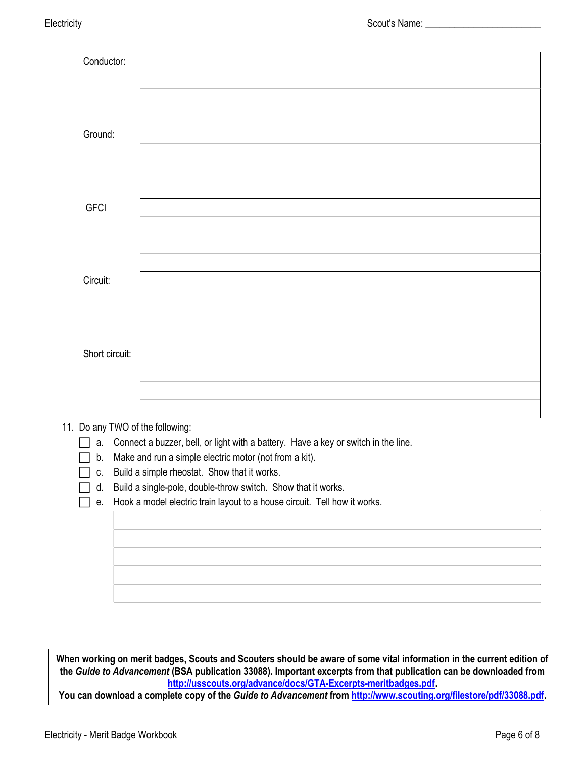| | |
|---|---|
| Conductor: | |
| | |
| | |
| | |
| Ground: | |
| | |
| | |
| | |
| GFCI | |
| | |
| | |
| | |
| Circuit: | |
| | |
| | |
| | |
| Short circuit: | |
| | |
| | |
| | |

11. Do any TWO of the following:
   - ☐ a. Connect a buzzer, bell, or light with a battery. Have a key or switch in the line.
   - ☐ b. Make and run a simple electric motor (not from a kit).
   - ☐ c. Build a simple rheostat. Show that it works.
   - ☐ d. Build a single-pole, double-throw switch. Show that it works.
   - ☐ e. Hook a model electric train layout to a house circuit. Tell how it works.

| |
|---|
| |
| |
| |
| |
| |
| |

**When working on merit badges, Scouts and Scouters should be aware of some vital information in the current edition of the *Guide to Advancement* (BSA publication 33088). Important excerpts from that publication can be downloaded from [http://usscouts.org/advance/docs/GTA-Excerpts-meritbadges.pdf](http://usscouts.org/advance/docs/GTA-Excerpts-meritbadges.pdf).**
**You can download a complete copy of the *Guide to Advancement* from [http://www.scouting.org/filestore/pdf/33088.pdf](http://www.scouting.org/filestore/pdf/33088.pdf).**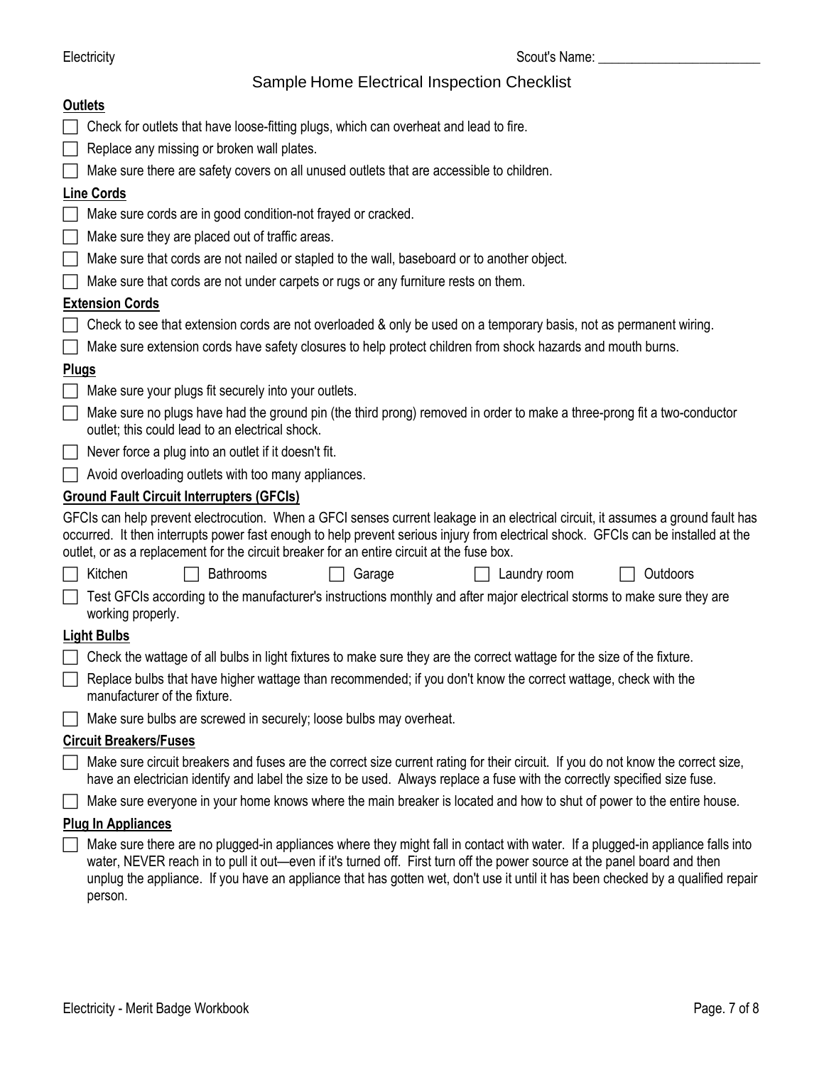Scout's Name: ________________________

# Sample Home Electrical Inspection Checklist

**Outlets**

- [ ] Check for outlets that have loose-fitting plugs, which can overheat and lead to fire.
- [ ] Replace any missing or broken wall plates.
- [ ] Make sure there are safety covers on all unused outlets that are accessible to children.

**Line Cords**

- [ ] Make sure cords are in good condition-not frayed or cracked.
- [ ] Make sure they are placed out of traffic areas.
- [ ] Make sure that cords are not nailed or stapled to the wall, baseboard or to another object.
- [ ] Make sure that cords are not under carpets or rugs or any furniture rests on them.

**Extension Cords**

- [ ] Check to see that extension cords are not overloaded & only be used on a temporary basis, not as permanent wiring.
- [ ] Make sure extension cords have safety closures to help protect children from shock hazards and mouth burns.

**Plugs**

- [ ] Make sure your plugs fit securely into your outlets.
- [ ] Make sure no plugs have had the ground pin (the third prong) removed in order to make a three-prong fit a two-conductor outlet; this could lead to an electrical shock.
- [ ] Never force a plug into an outlet if it doesn't fit.
- [ ] Avoid overloading outlets with too many appliances.

**Ground Fault Circuit Interrupters (GFCIs)**

GFCIs can help prevent electrocution. When a GFCI senses current leakage in an electrical circuit, it assumes a ground fault has occurred. It then interrupts power fast enough to help prevent serious injury from electrical shock. GFCIs can be installed at the outlet, or as a replacement for the circuit breaker for an entire circuit at the fuse box.

- [ ] Kitchen
- [ ] Bathrooms
- [ ] Garage
- [ ] Laundry room
- [ ] Outdoors

- [ ] Test GFCIs according to the manufacturer's instructions monthly and after major electrical storms to make sure they are working properly.

**Light Bulbs**

- [ ] Check the wattage of all bulbs in light fixtures to make sure they are the correct wattage for the size of the fixture.
- [ ] Replace bulbs that have higher wattage than recommended; if you don't know the correct wattage, check with the manufacturer of the fixture.
- [ ] Make sure bulbs are screwed in securely; loose bulbs may overheat.

**Circuit Breakers/Fuses**

- [ ] Make sure circuit breakers and fuses are the correct size current rating for their circuit. If you do not know the correct size, have an electrician identify and label the size to be used. Always replace a fuse with the correctly specified size fuse.
- [ ] Make sure everyone in your home knows where the main breaker is located and how to shut of power to the entire house.

**Plug In Appliances**

- [ ] Make sure there are no plugged-in appliances where they might fall in contact with water. If a plugged-in appliance falls into water, NEVER reach in to pull it out—even if it's turned off. First turn off the power source at the panel board and then unplug the appliance. If you have an appliance that has gotten wet, don't use it until it has been checked by a qualified repair person.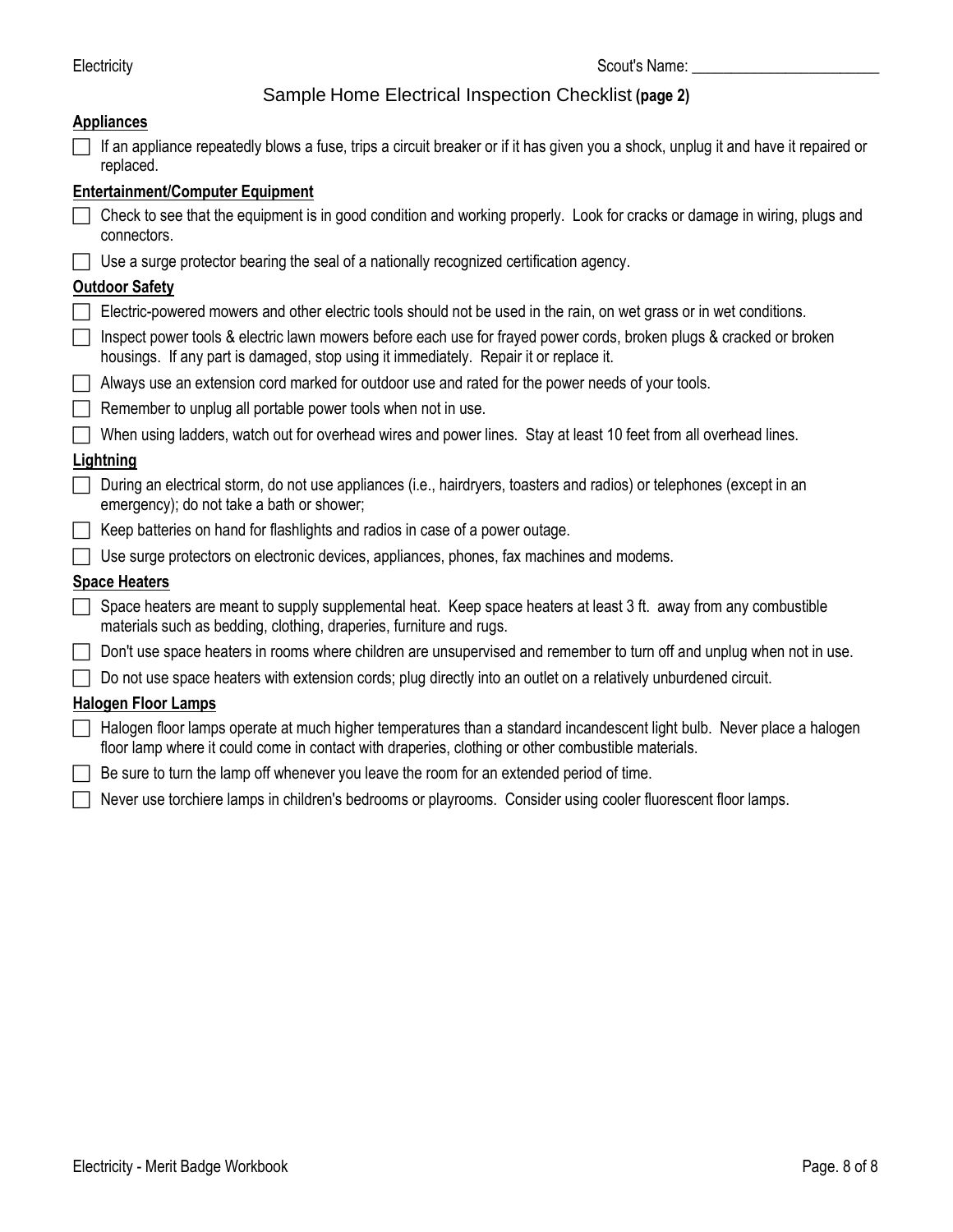Scout's Name: ________________________

# Sample Home Electrical Inspection Checklist **(page 2)**

**Appliances**

- [ ] If an appliance repeatedly blows a fuse, trips a circuit breaker or if it has given you a shock, unplug it and have it repaired or replaced.

**Entertainment/Computer Equipment**

- [ ] Check to see that the equipment is in good condition and working properly. Look for cracks or damage in wiring, plugs and connectors.
- [ ] Use a surge protector bearing the seal of a nationally recognized certification agency.

**Outdoor Safety**

- [ ] Electric-powered mowers and other electric tools should not be used in the rain, on wet grass or in wet conditions.
- [ ] Inspect power tools & electric lawn mowers before each use for frayed power cords, broken plugs & cracked or broken housings. If any part is damaged, stop using it immediately. Repair it or replace it.
- [ ] Always use an extension cord marked for outdoor use and rated for the power needs of your tools.
- [ ] Remember to unplug all portable power tools when not in use.
- [ ] When using ladders, watch out for overhead wires and power lines. Stay at least 10 feet from all overhead lines.

**Lightning**

- [ ] During an electrical storm, do not use appliances (i.e., hairdryers, toasters and radios) or telephones (except in an emergency); do not take a bath or shower;
- [ ] Keep batteries on hand for flashlights and radios in case of a power outage.
- [ ] Use surge protectors on electronic devices, appliances, phones, fax machines and modems.

**Space Heaters**

- [ ] Space heaters are meant to supply supplemental heat. Keep space heaters at least 3 ft. away from any combustible materials such as bedding, clothing, draperies, furniture and rugs.
- [ ] Don't use space heaters in rooms where children are unsupervised and remember to turn off and unplug when not in use.
- [ ] Do not use space heaters with extension cords; plug directly into an outlet on a relatively unburdened circuit.

**Halogen Floor Lamps**

- [ ] Halogen floor lamps operate at much higher temperatures than a standard incandescent light bulb. Never place a halogen floor lamp where it could come in contact with draperies, clothing or other combustible materials.
- [ ] Be sure to turn the lamp off whenever you leave the room for an extended period of time.
- [ ] Never use torchiere lamps in children's bedrooms or playrooms. Consider using cooler fluorescent floor lamps.